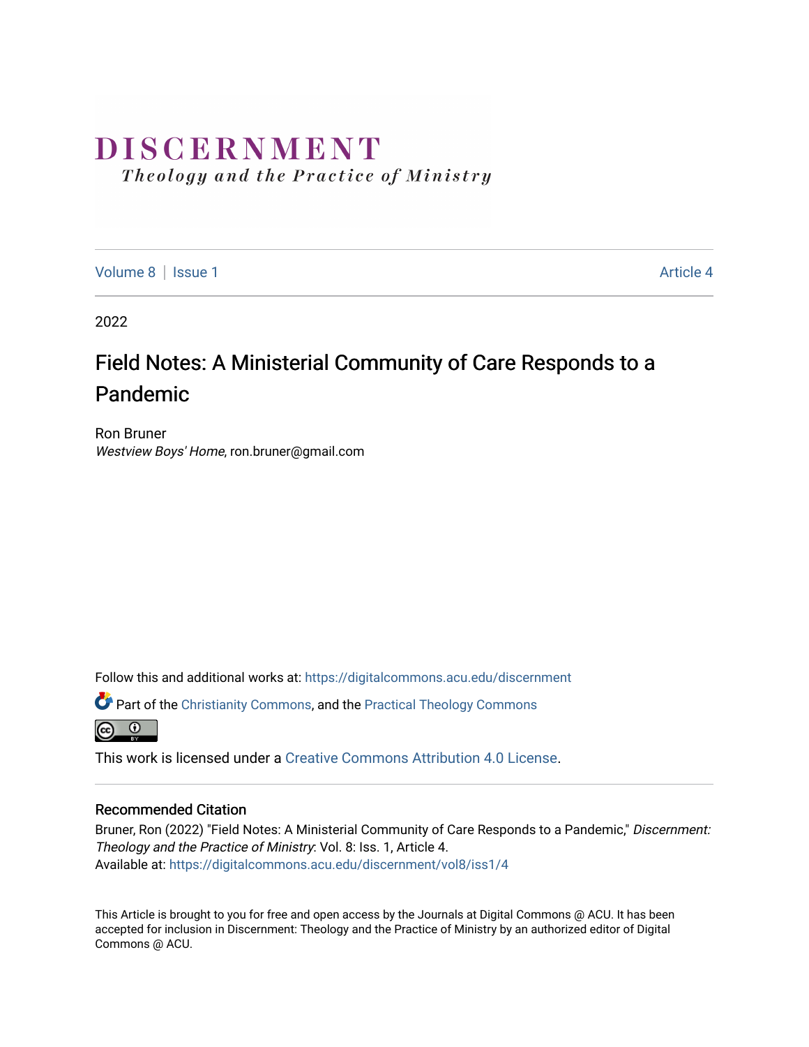# DISCERNMENT

*Theology and the Practice of Ministry*

Volume 8 | Issue 1 Article 4

2022

## Field Notes: A Ministerial Community of Care Responds to a Pandemic

Ron Bruner
*Westview Boys' Home*, ron.bruner@gmail.com

Follow this and additional works at: https://digitalcommons.acu.edu/discernment

Part of the Christianity Commons, and the Practical Theology Commons

This work is licensed under a Creative Commons Attribution 4.0 License.

### Recommended Citation

Bruner, Ron (2022) "Field Notes: A Ministerial Community of Care Responds to a Pandemic," *Discernment: Theology and the Practice of Ministry*: Vol. 8: Iss. 1, Article 4.
Available at: https://digitalcommons.acu.edu/discernment/vol8/iss1/4

This Article is brought to you for free and open access by the Journals at Digital Commons @ ACU. It has been accepted for inclusion in Discernment: Theology and the Practice of Ministry by an authorized editor of Digital Commons @ ACU.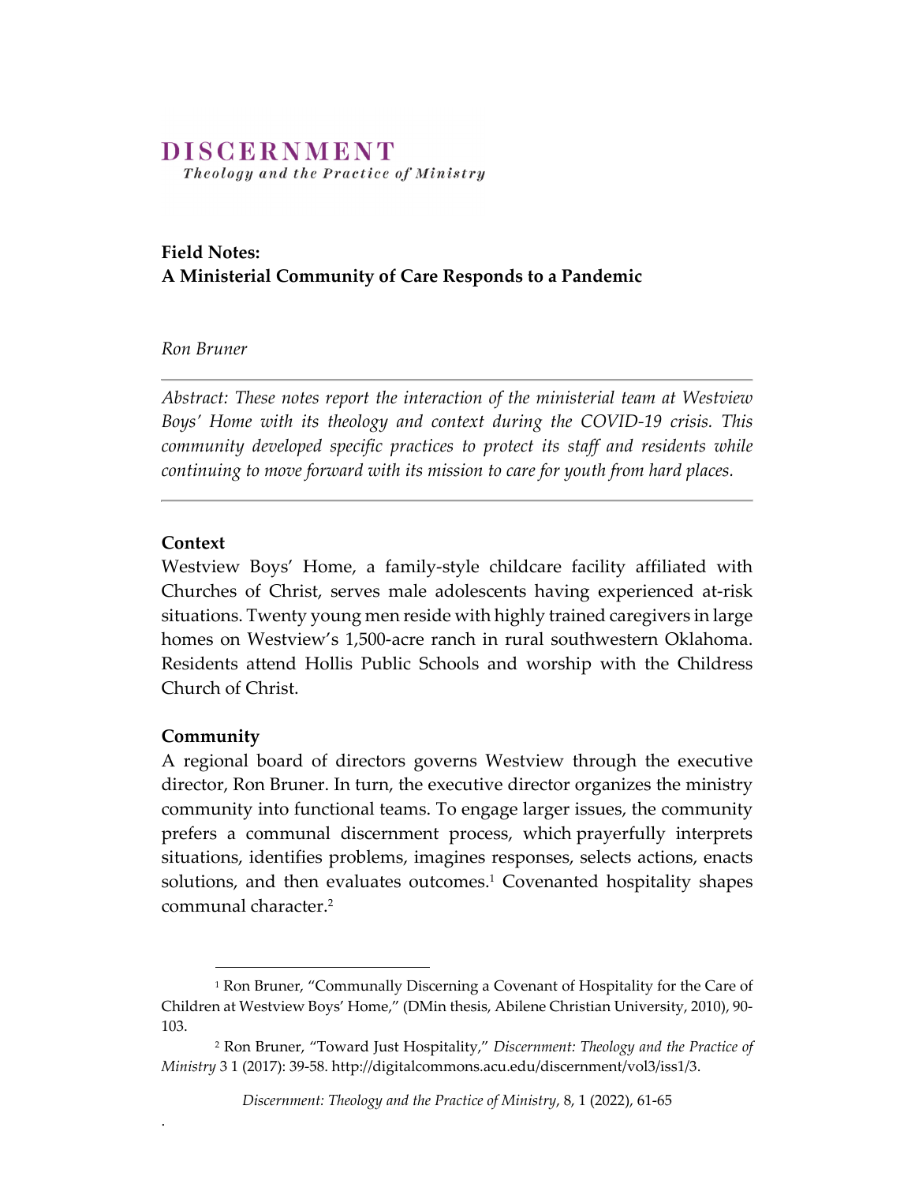# DISCERNMENT

*Theology and the Practice of Ministry*

**Field Notes:**
**A Ministerial Community of Care Responds to a Pandemic**

*Ron Bruner*

---

*Abstract: These notes report the interaction of the ministerial team at Westview Boys' Home with its theology and context during the COVID-19 crisis. This community developed specific practices to protect its staff and residents while continuing to move forward with its mission to care for youth from hard places.*

---

### Context

Westview Boys' Home, a family-style childcare facility affiliated with Churches of Christ, serves male adolescents having experienced at-risk situations. Twenty young men reside with highly trained caregivers in large homes on Westview's 1,500-acre ranch in rural southwestern Oklahoma. Residents attend Hollis Public Schools and worship with the Childress Church of Christ.

### Community

A regional board of directors governs Westview through the executive director, Ron Bruner. In turn, the executive director organizes the ministry community into functional teams. To engage larger issues, the community prefers a communal discernment process, which prayerfully interprets situations, identifies problems, imagines responses, selects actions, enacts solutions, and then evaluates outcomes.[1] Covenanted hospitality shapes communal character.[2]

---

[1] Ron Bruner, "Communally Discerning a Covenant of Hospitality for the Care of Children at Westview Boys' Home," (DMin thesis, Abilene Christian University, 2010), 90-103.

[2] Ron Bruner, "Toward Just Hospitality," *Discernment: Theology and the Practice of Ministry* 3 1 (2017): 39-58. http://digitalcommons.acu.edu/discernment/vol3/iss1/3.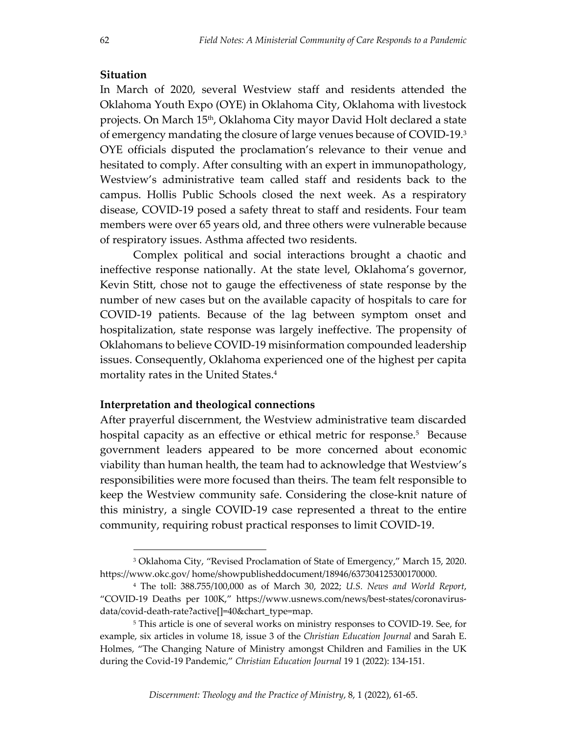## Situation

In March of 2020, several Westview staff and residents attended the Oklahoma Youth Expo (OYE) in Oklahoma City, Oklahoma with livestock projects. On March 15th, Oklahoma City mayor David Holt declared a state of emergency mandating the closure of large venues because of COVID-19.[3] OYE officials disputed the proclamation's relevance to their venue and hesitated to comply. After consulting with an expert in immunopathology, Westview's administrative team called staff and residents back to the campus. Hollis Public Schools closed the next week. As a respiratory disease, COVID-19 posed a safety threat to staff and residents. Four team members were over 65 years old, and three others were vulnerable because of respiratory issues. Asthma affected two residents.

Complex political and social interactions brought a chaotic and ineffective response nationally. At the state level, Oklahoma's governor, Kevin Stitt, chose not to gauge the effectiveness of state response by the number of new cases but on the available capacity of hospitals to care for COVID-19 patients. Because of the lag between symptom onset and hospitalization, state response was largely ineffective. The propensity of Oklahomans to believe COVID-19 misinformation compounded leadership issues. Consequently, Oklahoma experienced one of the highest per capita mortality rates in the United States.[4]

## Interpretation and theological connections

After prayerful discernment, the Westview administrative team discarded hospital capacity as an effective or ethical metric for response.[5] Because government leaders appeared to be more concerned about economic viability than human health, the team had to acknowledge that Westview's responsibilities were more focused than theirs. The team felt responsible to keep the Westview community safe. Considering the close-knit nature of this ministry, a single COVID-19 case represented a threat to the entire community, requiring robust practical responses to limit COVID-19.

---

[3] Oklahoma City, "Revised Proclamation of State of Emergency," March 15, 2020. https://www.okc.gov/ home/showpublisheddocument/18946/637304125300170000.

[4] The toll: 388.755/100,000 as of March 30, 2022; *U.S. News and World Report*, "COVID-19 Deaths per 100K," https://www.usnews.com/news/best-states/coronavirus-data/covid-death-rate?active[]=40&chart_type=map.

[5] This article is one of several works on ministry responses to COVID-19. See, for example, six articles in volume 18, issue 3 of the *Christian Education Journal* and Sarah E. Holmes, "The Changing Nature of Ministry amongst Children and Families in the UK during the Covid-19 Pandemic," *Christian Education Journal* 19 1 (2022): 134-151.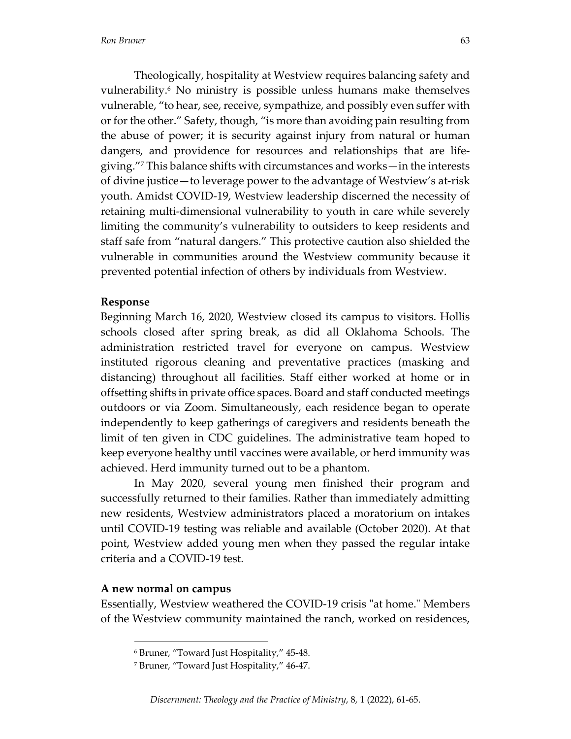Theologically, hospitality at Westview requires balancing safety and vulnerability.[6] No ministry is possible unless humans make themselves vulnerable, "to hear, see, receive, sympathize, and possibly even suffer with or for the other." Safety, though, "is more than avoiding pain resulting from the abuse of power; it is security against injury from natural or human dangers, and providence for resources and relationships that are life-giving."[7] This balance shifts with circumstances and works—in the interests of divine justice—to leverage power to the advantage of Westview's at-risk youth. Amidst COVID-19, Westview leadership discerned the necessity of retaining multi-dimensional vulnerability to youth in care while severely limiting the community's vulnerability to outsiders to keep residents and staff safe from "natural dangers." This protective caution also shielded the vulnerable in communities around the Westview community because it prevented potential infection of others by individuals from Westview.

**Response**

Beginning March 16, 2020, Westview closed its campus to visitors. Hollis schools closed after spring break, as did all Oklahoma Schools. The administration restricted travel for everyone on campus. Westview instituted rigorous cleaning and preventative practices (masking and distancing) throughout all facilities. Staff either worked at home or in offsetting shifts in private office spaces. Board and staff conducted meetings outdoors or via Zoom. Simultaneously, each residence began to operate independently to keep gatherings of caregivers and residents beneath the limit of ten given in CDC guidelines. The administrative team hoped to keep everyone healthy until vaccines were available, or herd immunity was achieved. Herd immunity turned out to be a phantom.

In May 2020, several young men finished their program and successfully returned to their families. Rather than immediately admitting new residents, Westview administrators placed a moratorium on intakes until COVID-19 testing was reliable and available (October 2020). At that point, Westview added young men when they passed the regular intake criteria and a COVID-19 test.

**A new normal on campus**

Essentially, Westview weathered the COVID-19 crisis "at home." Members of the Westview community maintained the ranch, worked on residences,

---

[6] Bruner, "Toward Just Hospitality," 45-48.

[7] Bruner, "Toward Just Hospitality," 46-47.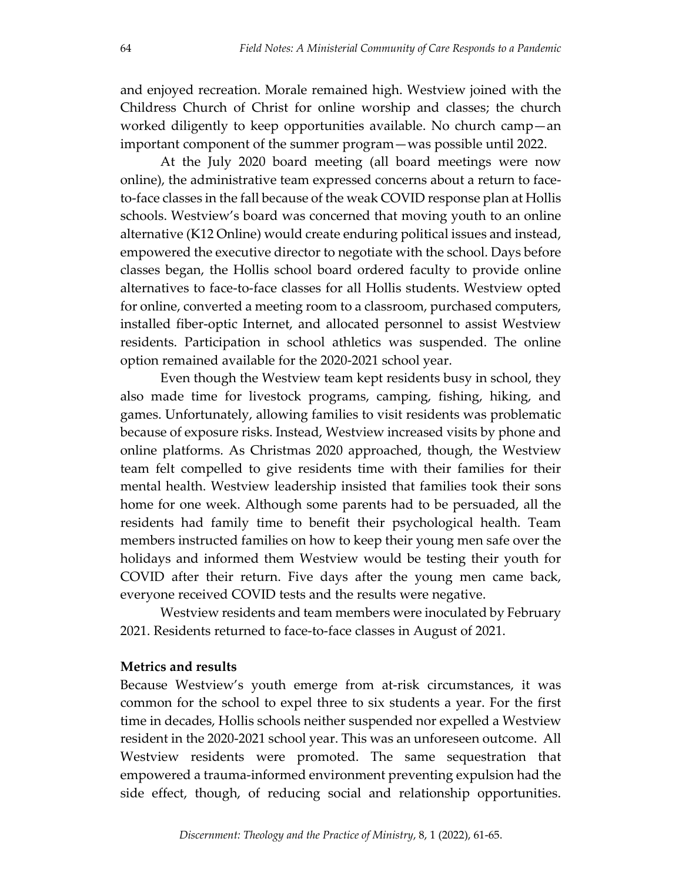and enjoyed recreation. Morale remained high. Westview joined with the Childress Church of Christ for online worship and classes; the church worked diligently to keep opportunities available. No church camp—an important component of the summer program—was possible until 2022.

At the July 2020 board meeting (all board meetings were now online), the administrative team expressed concerns about a return to face-to-face classes in the fall because of the weak COVID response plan at Hollis schools. Westview's board was concerned that moving youth to an online alternative (K12 Online) would create enduring political issues and instead, empowered the executive director to negotiate with the school. Days before classes began, the Hollis school board ordered faculty to provide online alternatives to face-to-face classes for all Hollis students. Westview opted for online, converted a meeting room to a classroom, purchased computers, installed fiber-optic Internet, and allocated personnel to assist Westview residents. Participation in school athletics was suspended. The online option remained available for the 2020-2021 school year.

Even though the Westview team kept residents busy in school, they also made time for livestock programs, camping, fishing, hiking, and games. Unfortunately, allowing families to visit residents was problematic because of exposure risks. Instead, Westview increased visits by phone and online platforms. As Christmas 2020 approached, though, the Westview team felt compelled to give residents time with their families for their mental health. Westview leadership insisted that families took their sons home for one week. Although some parents had to be persuaded, all the residents had family time to benefit their psychological health. Team members instructed families on how to keep their young men safe over the holidays and informed them Westview would be testing their youth for COVID after their return. Five days after the young men came back, everyone received COVID tests and the results were negative.

Westview residents and team members were inoculated by February 2021. Residents returned to face-to-face classes in August of 2021.

**Metrics and results**

Because Westview's youth emerge from at-risk circumstances, it was common for the school to expel three to six students a year. For the first time in decades, Hollis schools neither suspended nor expelled a Westview resident in the 2020-2021 school year. This was an unforeseen outcome. All Westview residents were promoted. The same sequestration that empowered a trauma-informed environment preventing expulsion had the side effect, though, of reducing social and relationship opportunities.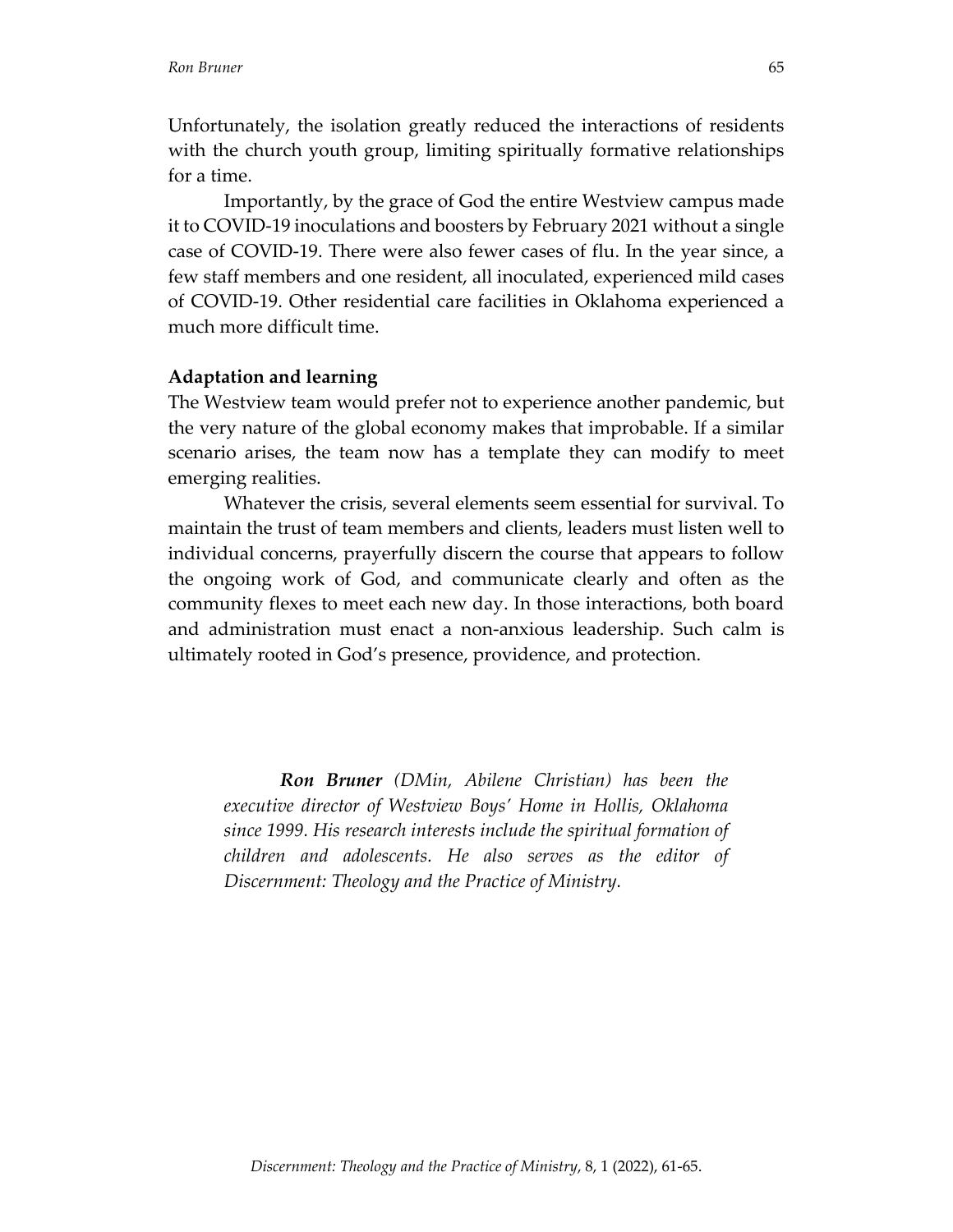Unfortunately, the isolation greatly reduced the interactions of residents with the church youth group, limiting spiritually formative relationships for a time.

Importantly, by the grace of God the entire Westview campus made it to COVID-19 inoculations and boosters by February 2021 without a single case of COVID-19. There were also fewer cases of flu. In the year since, a few staff members and one resident, all inoculated, experienced mild cases of COVID-19. Other residential care facilities in Oklahoma experienced a much more difficult time.

### Adaptation and learning

The Westview team would prefer not to experience another pandemic, but the very nature of the global economy makes that improbable. If a similar scenario arises, the team now has a template they can modify to meet emerging realities.

Whatever the crisis, several elements seem essential for survival. To maintain the trust of team members and clients, leaders must listen well to individual concerns, prayerfully discern the course that appears to follow the ongoing work of God, and communicate clearly and often as the community flexes to meet each new day. In those interactions, both board and administration must enact a non-anxious leadership. Such calm is ultimately rooted in God's presence, providence, and protection.

> ***Ron Bruner*** *(DMin, Abilene Christian) has been the executive director of Westview Boys' Home in Hollis, Oklahoma since 1999. His research interests include the spiritual formation of children and adolescents. He also serves as the editor of Discernment: Theology and the Practice of Ministry.*